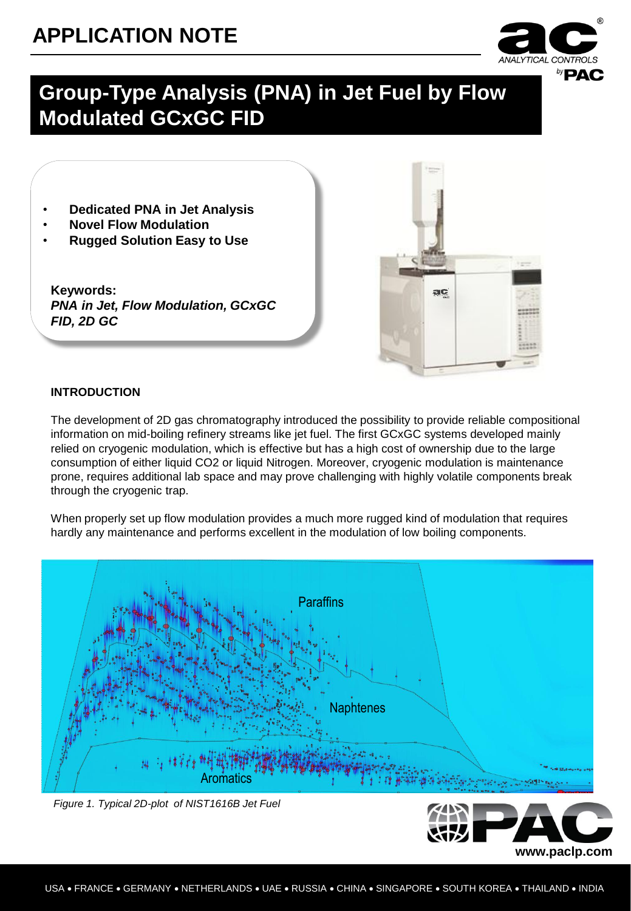# APPLICATION NOTE

## Group-Type Analysis (PNA) in Jet Fuel by Flow Modulated GCxGC FID

- **Dedicated PNA in Jet Analysis**
- **Novel Flow Modulation**
- **Rugged Solution Easy to Use**

**Keywords:**
***PNA in Jet, Flow Modulation, GCxGC FID, 2D GC***

### INTRODUCTION

The development of 2D gas chromatography introduced the possibility to provide reliable compositional information on mid-boiling refinery streams like jet fuel. The first GCxGC systems developed mainly relied on cryogenic modulation, which is effective but has a high cost of ownership due to the large consumption of either liquid CO2 or liquid Nitrogen. Moreover, cryogenic modulation is maintenance prone, requires additional lab space and may prove challenging with highly volatile components break through the cryogenic trap.

When properly set up flow modulation provides a much more rugged kind of modulation that requires hardly any maintenance and performs excellent in the modulation of low boiling components.

Paraffins

Naphtenes

Aromatics

*Figure 1. Typical 2D-plot of NIST1616B Jet Fuel*

www.paclp.com

USA • FRANCE • GERMANY • NETHERLANDS • UAE • RUSSIA • CHINA • SINGAPORE • SOUTH KOREA • THAILAND • INDIA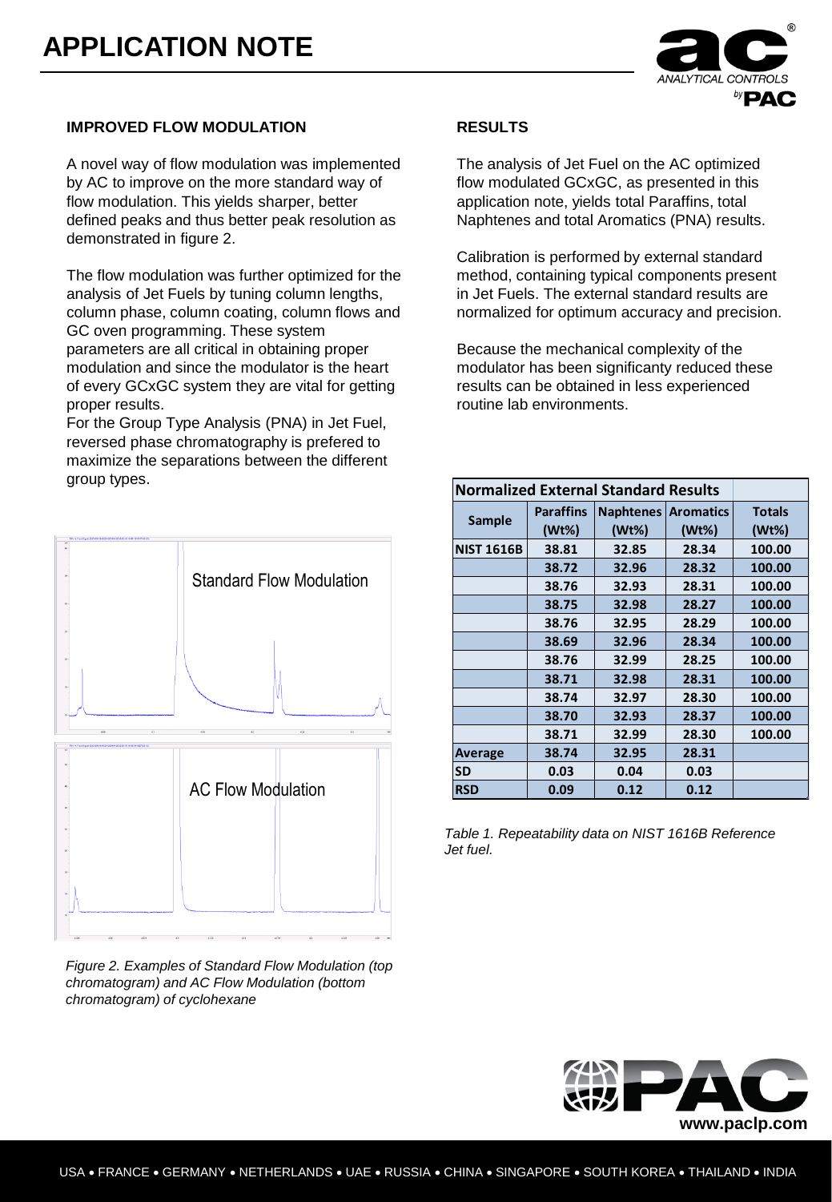# APPLICATION NOTE

## IMPROVED FLOW MODULATION

A novel way of flow modulation was implemented by AC to improve on the more standard way of flow modulation. This yields sharper, better defined peaks and thus better peak resolution as demonstrated in figure 2.

The flow modulation was further optimized for the analysis of Jet Fuels by tuning column lengths, column phase, column coating, column flows and GC oven programming. These system parameters are all critical in obtaining proper modulation and since the modulator is the heart of every GCxGC system they are vital for getting proper results.

For the Group Type Analysis (PNA) in Jet Fuel, reversed phase chromatography is prefered to maximize the separations between the different group types.

Standard Flow Modulation

AC Flow Modulation

*Figure 2. Examples of Standard Flow Modulation (top chromatogram) and AC Flow Modulation (bottom chromatogram) of cyclohexane*

## RESULTS

The analysis of Jet Fuel on the AC optimized flow modulated GCxGC, as presented in this application note, yields total Paraffins, total Naphtenes and total Aromatics (PNA) results.

Calibration is performed by external standard method, containing typical components present in Jet Fuels. The external standard results are normalized for optimum accuracy and precision.

Because the mechanical complexity of the modulator has been significanty reduced these results can be obtained in less experienced routine lab environments.

| Normalized External Standard Results | | | | |
|---|---|---|---|---|
| Sample | Paraffins (Wt%) | Naphtenes (Wt%) | Aromatics (Wt%) | Totals (Wt%) |
| NIST 1616B | 38.81 | 32.85 | 28.34 | 100.00 |
| | 38.72 | 32.96 | 28.32 | 100.00 |
| | 38.76 | 32.93 | 28.31 | 100.00 |
| | 38.75 | 32.98 | 28.27 | 100.00 |
| | 38.76 | 32.95 | 28.29 | 100.00 |
| | 38.69 | 32.96 | 28.34 | 100.00 |
| | 38.76 | 32.99 | 28.25 | 100.00 |
| | 38.71 | 32.98 | 28.31 | 100.00 |
| | 38.74 | 32.97 | 28.30 | 100.00 |
| | 38.70 | 32.93 | 28.37 | 100.00 |
| | 38.71 | 32.99 | 28.30 | 100.00 |
| Average | 38.74 | 32.95 | 28.31 | |
| SD | 0.03 | 0.04 | 0.03 | |
| RSD | 0.09 | 0.12 | 0.12 | |

*Table 1. Repeatability data on NIST 1616B Reference Jet fuel.*

www.paclp.com

USA • FRANCE • GERMANY • NETHERLANDS • UAE • RUSSIA • CHINA • SINGAPORE • SOUTH KOREA • THAILAND • INDIA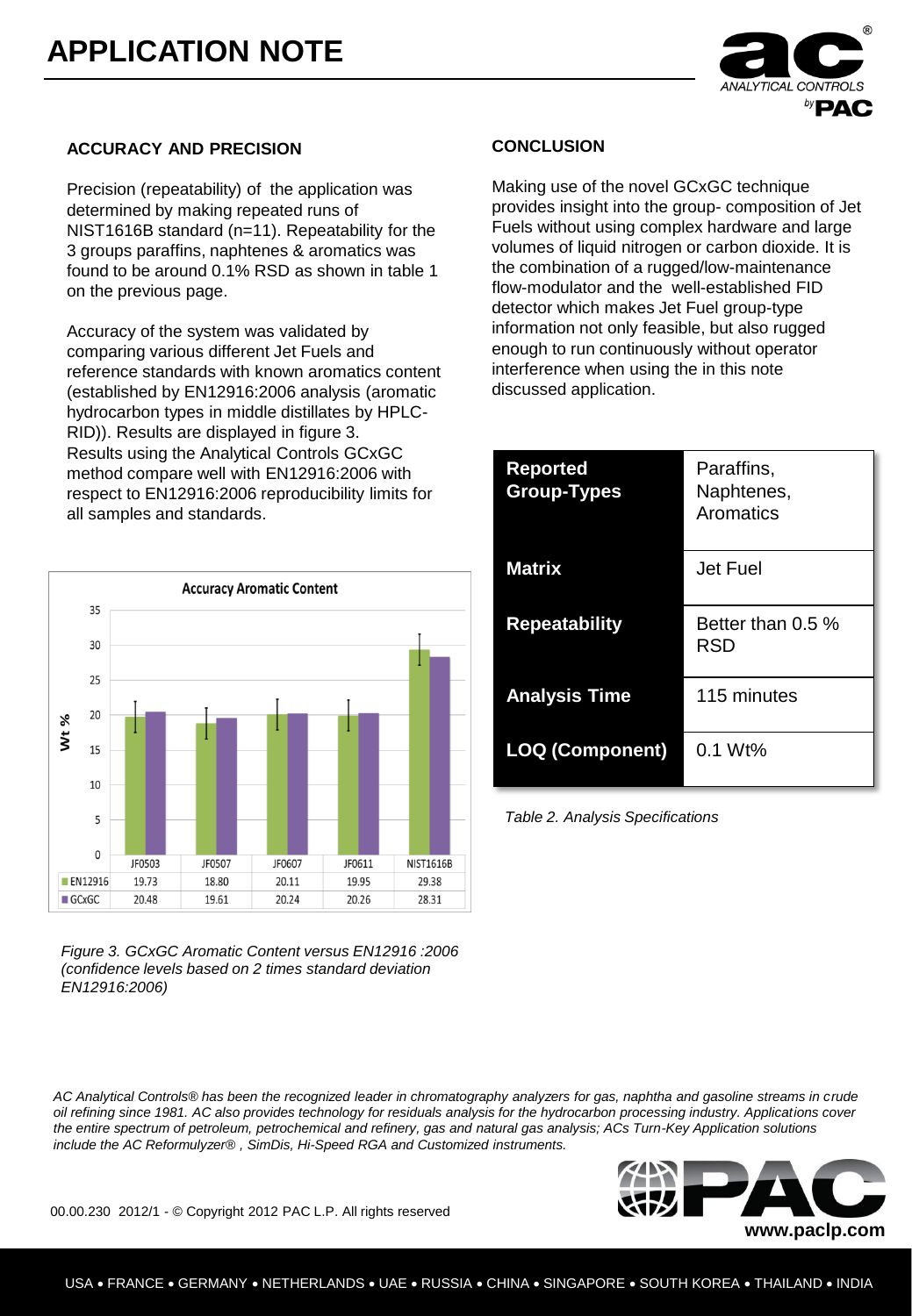# APPLICATION NOTE

## ACCURACY AND PRECISION

Precision (repeatability) of the application was determined by making repeated runs of NIST1616B standard (n=11). Repeatability for the 3 groups paraffins, naphtenes & aromatics was found to be around 0.1% RSD as shown in table 1 on the previous page.

Accuracy of the system was validated by comparing various different Jet Fuels and reference standards with known aromatics content (established by EN12916:2006 analysis (aromatic hydrocarbon types in middle distillates by HPLC-RID)). Results are displayed in figure 3. Results using the Analytical Controls GCxGC method compare well with EN12916:2006 with respect to EN12916:2006 reproducibility limits for all samples and standards.

Accuracy Aromatic Content

Wt %

35
30
25
20
15
10
5
0

JF0503 JF0507 JF0607 JF0611 NIST1616B

EN12916 19.73 18.80 20.11 19.95 29.38

GCxGC 20.48 19.61 20.24 20.26 28.31

*Figure 3. GCxGC Aromatic Content versus EN12916 :2006 (confidence levels based on 2 times standard deviation EN12916:2006)*

## CONCLUSION

Making use of the novel GCxGC technique provides insight into the group- composition of Jet Fuels without using complex hardware and large volumes of liquid nitrogen or carbon dioxide. It is the combination of a rugged/low-maintenance flow-modulator and the well-established FID detector which makes Jet Fuel group-type information not only feasible, but also rugged enough to run continuously without operator interference when using the in this note discussed application.

| | |
|---|---|
| **Reported Group-Types** | Paraffins, Naphtenes, Aromatics |
| **Matrix** | Jet Fuel |
| **Repeatability** | Better than 0.5 % RSD |
| **Analysis Time** | 115 minutes |
| **LOQ (Component)** | 0.1 Wt% |

*Table 2. Analysis Specifications*

*AC Analytical Controls® has been the recognized leader in chromatography analyzers for gas, naphtha and gasoline streams in crude oil refining since 1981. AC also provides technology for residuals analysis for the hydrocarbon processing industry. Applications cover the entire spectrum of petroleum, petrochemical and refinery, gas and natural gas analysis; ACs Turn-Key Application solutions include the AC Reformulyzer® , SimDis, Hi-Speed RGA and Customized instruments.*

00.00.230 2012/1 - © Copyright 2012 PAC L.P. All rights reserved

www.paclp.com

USA • FRANCE • GERMANY • NETHERLANDS • UAE • RUSSIA • CHINA • SINGAPORE • SOUTH KOREA • THAILAND • INDIA